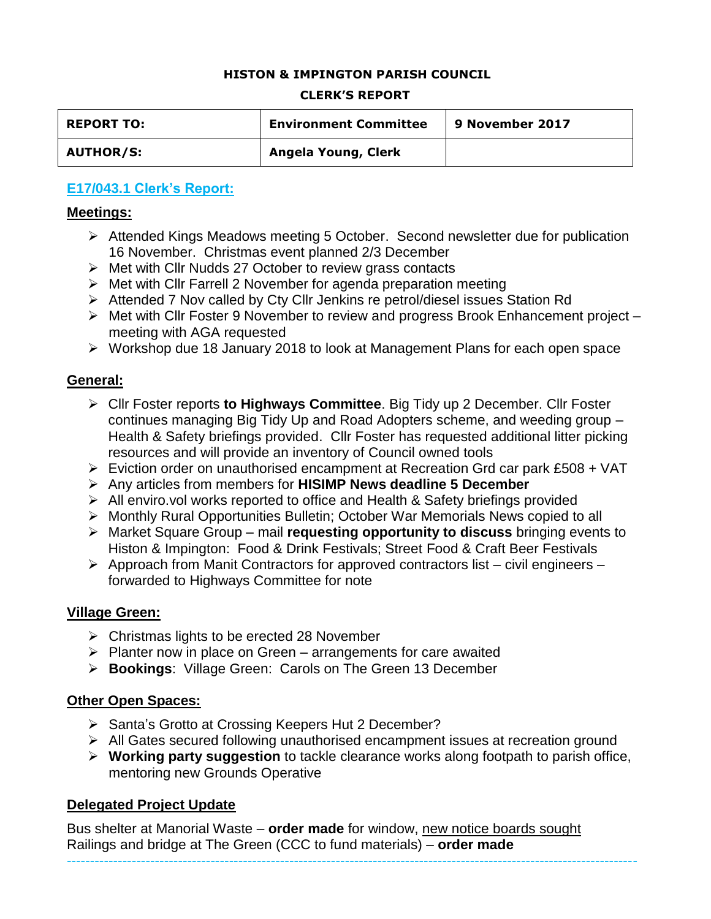**HISTON & IMPINGTON PARISH COUNCIL**

**CLERK'S REPORT**

| **REPORT TO:** | **Environment Committee** | **9 November 2017** |
|---|---|---|
| **AUTHOR/S:** | **Angela Young, Clerk** | |

## E17/043.1 Clerk's Report:

### Meetings:

- Attended Kings Meadows meeting 5 October. Second newsletter due for publication 16 November. Christmas event planned 2/3 December
- Met with Cllr Nudds 27 October to review grass contacts
- Met with Cllr Farrell 2 November for agenda preparation meeting
- Attended 7 Nov called by Cty Cllr Jenkins re petrol/diesel issues Station Rd
- Met with Cllr Foster 9 November to review and progress Brook Enhancement project – meeting with AGA requested
- Workshop due 18 January 2018 to look at Management Plans for each open space

### General:

- Cllr Foster reports **to Highways Committee**. Big Tidy up 2 December. Cllr Foster continues managing Big Tidy Up and Road Adopters scheme, and weeding group – Health & Safety briefings provided. Cllr Foster has requested additional litter picking resources and will provide an inventory of Council owned tools
- Eviction order on unauthorised encampment at Recreation Grd car park £508 + VAT
- Any articles from members for **HISIMP News deadline 5 December**
- All enviro.vol works reported to office and Health & Safety briefings provided
- Monthly Rural Opportunities Bulletin; October War Memorials News copied to all
- Market Square Group – mail **requesting opportunity to discuss** bringing events to Histon & Impington: Food & Drink Festivals; Street Food & Craft Beer Festivals
- Approach from Manit Contractors for approved contractors list – civil engineers – forwarded to Highways Committee for note

### Village Green:

- Christmas lights to be erected 28 November
- Planter now in place on Green – arrangements for care awaited
- **Bookings**: Village Green: Carols on The Green 13 December

### Other Open Spaces:

- Santa's Grotto at Crossing Keepers Hut 2 December?
- All Gates secured following unauthorised encampment issues at recreation ground
- **Working party suggestion** to tackle clearance works along footpath to parish office, mentoring new Grounds Operative

### Delegated Project Update

Bus shelter at Manorial Waste – **order made** for window, new notice boards sought
Railings and bridge at The Green (CCC to fund materials) – **order made**

---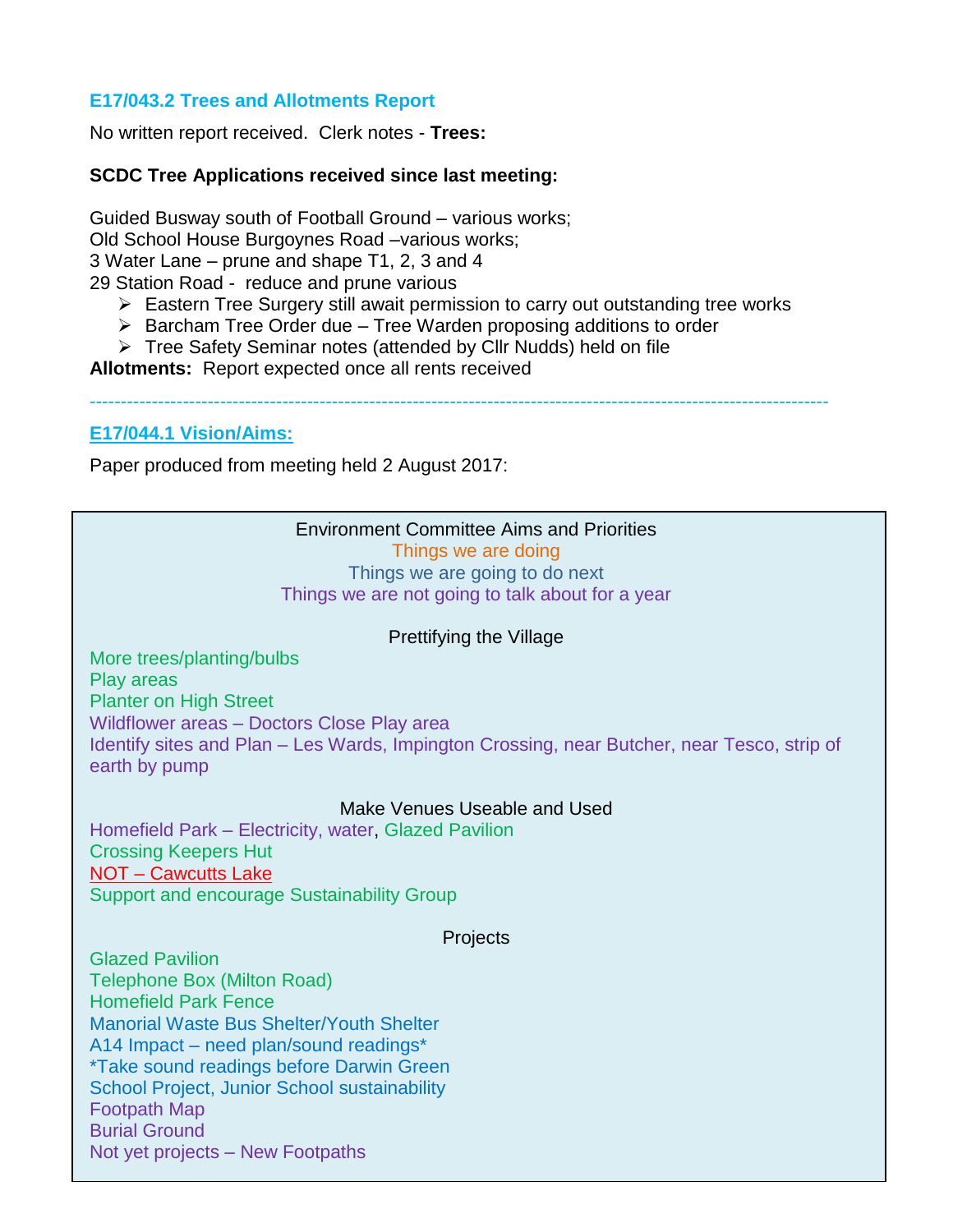### E17/043.2 Trees and Allotments Report

No written report received. Clerk notes - **Trees:**

**SCDC Tree Applications received since last meeting:**

Guided Busway south of Football Ground – various works;
Old School House Burgoynes Road –various works;
3 Water Lane – prune and shape T1, 2, 3 and 4
29 Station Road - reduce and prune various

- Eastern Tree Surgery still await permission to carry out outstanding tree works
- Barcham Tree Order due – Tree Warden proposing additions to order
- Tree Safety Seminar notes (attended by Cllr Nudds) held on file

**Allotments:** Report expected once all rents received

---

### E17/044.1 Vision/Aims:

Paper produced from meeting held 2 August 2017:

Environment Committee Aims and Priorities
Things we are doing
Things we are going to do next
Things we are not going to talk about for a year

Prettifying the Village

More trees/planting/bulbs
Play areas
Planter on High Street
Wildflower areas – Doctors Close Play area
Identify sites and Plan – Les Wards, Impington Crossing, near Butcher, near Tesco, strip of earth by pump

Make Venues Useable and Used

Homefield Park – Electricity, water, Glazed Pavilion
Crossing Keepers Hut
NOT – Cawcutts Lake
Support and encourage Sustainability Group

Projects

Glazed Pavilion
Telephone Box (Milton Road)
Homefield Park Fence
Manorial Waste Bus Shelter/Youth Shelter
A14 Impact – need plan/sound readings*
*Take sound readings before Darwin Green
School Project, Junior School sustainability
Footpath Map
Burial Ground
Not yet projects – New Footpaths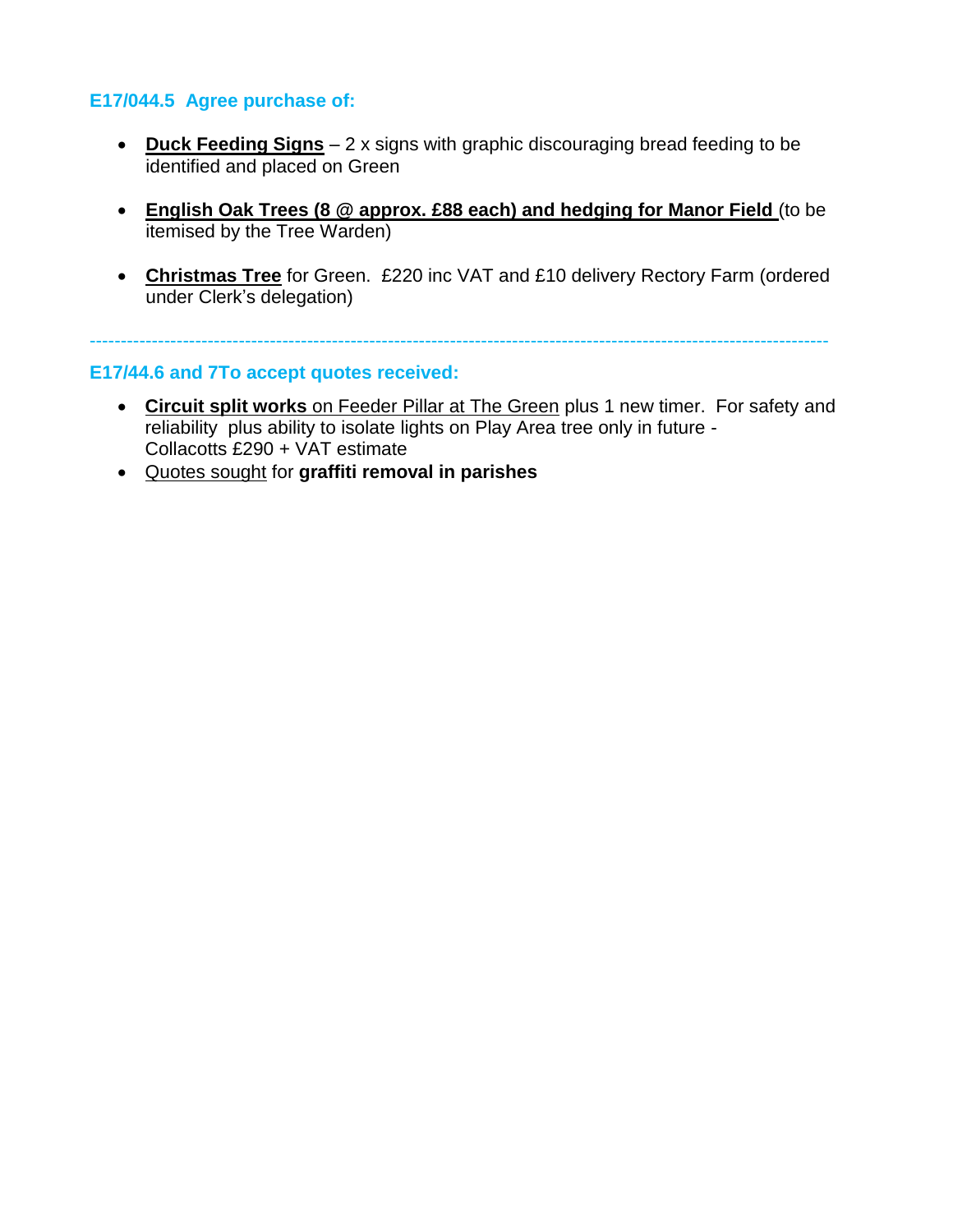### E17/044.5  Agree purchase of:

- **<u>Duck Feeding Signs</u>** – 2 x signs with graphic discouraging bread feeding to be identified and placed on Green

- **<u>English Oak Trees (8 @ approx. £88 each) and hedging for Manor Field</u>** (to be itemised by the Tree Warden)

- **<u>Christmas Tree</u>** for Green.  £220 inc VAT and £10 delivery Rectory Farm (ordered under Clerk's delegation)

---

### E17/44.6 and 7To accept quotes received:

- **<u>Circuit split works</u>** <u>on Feeder Pillar at The Green</u> plus 1 new timer.  For safety and reliability  plus ability to isolate lights on Play Area tree only in future - Collacotts £290 + VAT estimate
- <u>Quotes sought</u> for **graffiti removal in parishes**